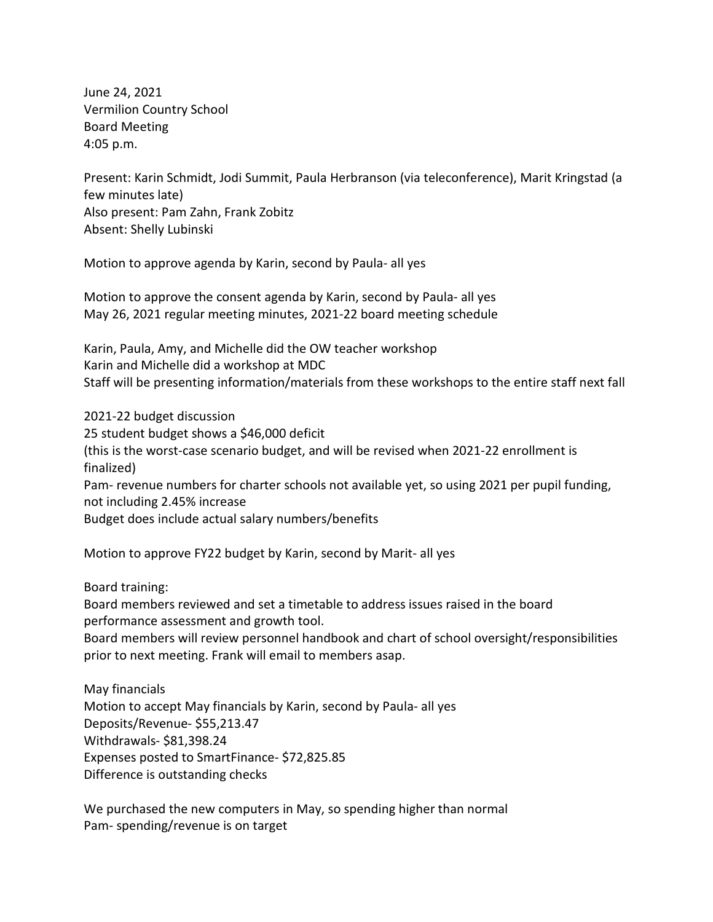June 24, 2021
Vermilion Country School
Board Meeting
4:05 p.m.

Present: Karin Schmidt, Jodi Summit, Paula Herbranson (via teleconference), Marit Kringstad (a few minutes late)
Also present: Pam Zahn, Frank Zobitz
Absent: Shelly Lubinski

Motion to approve agenda by Karin, second by Paula- all yes

Motion to approve the consent agenda by Karin, second by Paula- all yes
May 26, 2021 regular meeting minutes, 2021-22 board meeting schedule

Karin, Paula, Amy, and Michelle did the OW teacher workshop
Karin and Michelle did a workshop at MDC
Staff will be presenting information/materials from these workshops to the entire staff next fall

2021-22 budget discussion
25 student budget shows a $46,000 deficit
(this is the worst-case scenario budget, and will be revised when 2021-22 enrollment is finalized)
Pam- revenue numbers for charter schools not available yet, so using 2021 per pupil funding, not including 2.45% increase
Budget does include actual salary numbers/benefits

Motion to approve FY22 budget by Karin, second by Marit- all yes

Board training:
Board members reviewed and set a timetable to address issues raised in the board performance assessment and growth tool.
Board members will review personnel handbook and chart of school oversight/responsibilities prior to next meeting. Frank will email to members asap.

May financials
Motion to accept May financials by Karin, second by Paula- all yes
Deposits/Revenue- $55,213.47
Withdrawals- $81,398.24
Expenses posted to SmartFinance- $72,825.85
Difference is outstanding checks

We purchased the new computers in May, so spending higher than normal
Pam- spending/revenue is on target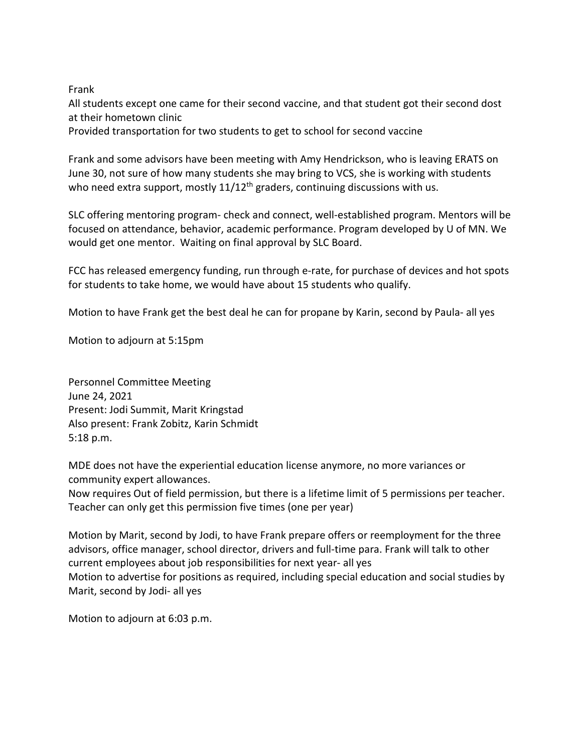Frank

All students except one came for their second vaccine, and that student got their second dost at their hometown clinic

Provided transportation for two students to get to school for second vaccine

Frank and some advisors have been meeting with Amy Hendrickson, who is leaving ERATS on June 30, not sure of how many students she may bring to VCS, she is working with students who need extra support, mostly 11/12th graders, continuing discussions with us.

SLC offering mentoring program- check and connect, well-established program. Mentors will be focused on attendance, behavior, academic performance. Program developed by U of MN. We would get one mentor. Waiting on final approval by SLC Board.

FCC has released emergency funding, run through e-rate, for purchase of devices and hot spots for students to take home, we would have about 15 students who qualify.

Motion to have Frank get the best deal he can for propane by Karin, second by Paula- all yes

Motion to adjourn at 5:15pm

Personnel Committee Meeting
June 24, 2021
Present: Jodi Summit, Marit Kringstad
Also present: Frank Zobitz, Karin Schmidt
5:18 p.m.

MDE does not have the experiential education license anymore, no more variances or community expert allowances.

Now requires Out of field permission, but there is a lifetime limit of 5 permissions per teacher. Teacher can only get this permission five times (one per year)

Motion by Marit, second by Jodi, to have Frank prepare offers or reemployment for the three advisors, office manager, school director, drivers and full-time para. Frank will talk to other current employees about job responsibilities for next year- all yes

Motion to advertise for positions as required, including special education and social studies by Marit, second by Jodi- all yes

Motion to adjourn at 6:03 p.m.